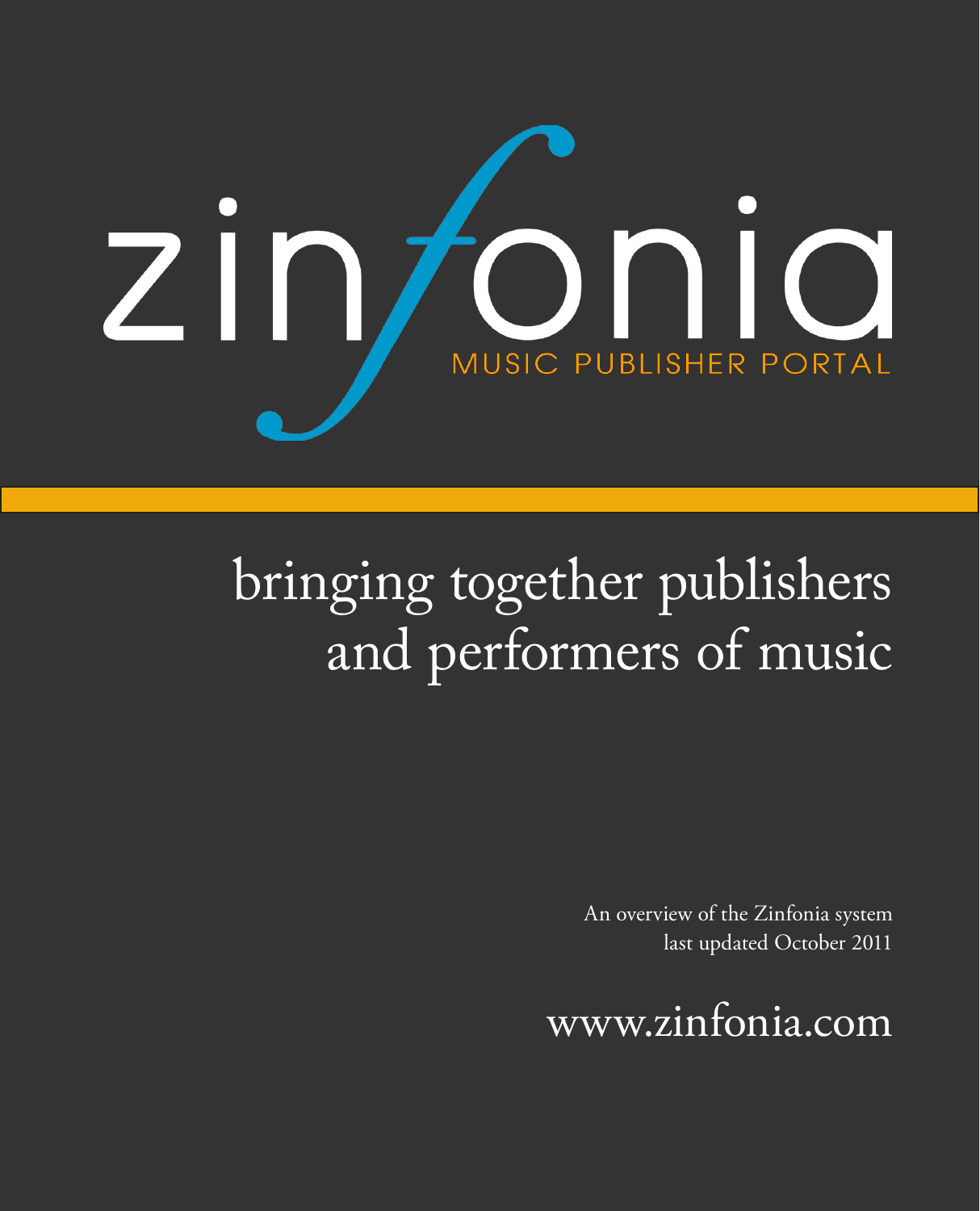# zinfonia

MUSIC PUBLISHER PORTAL

## bringing together publishers and performers of music

An overview of the Zinfonia system
last updated October 2011

www.zinfonia.com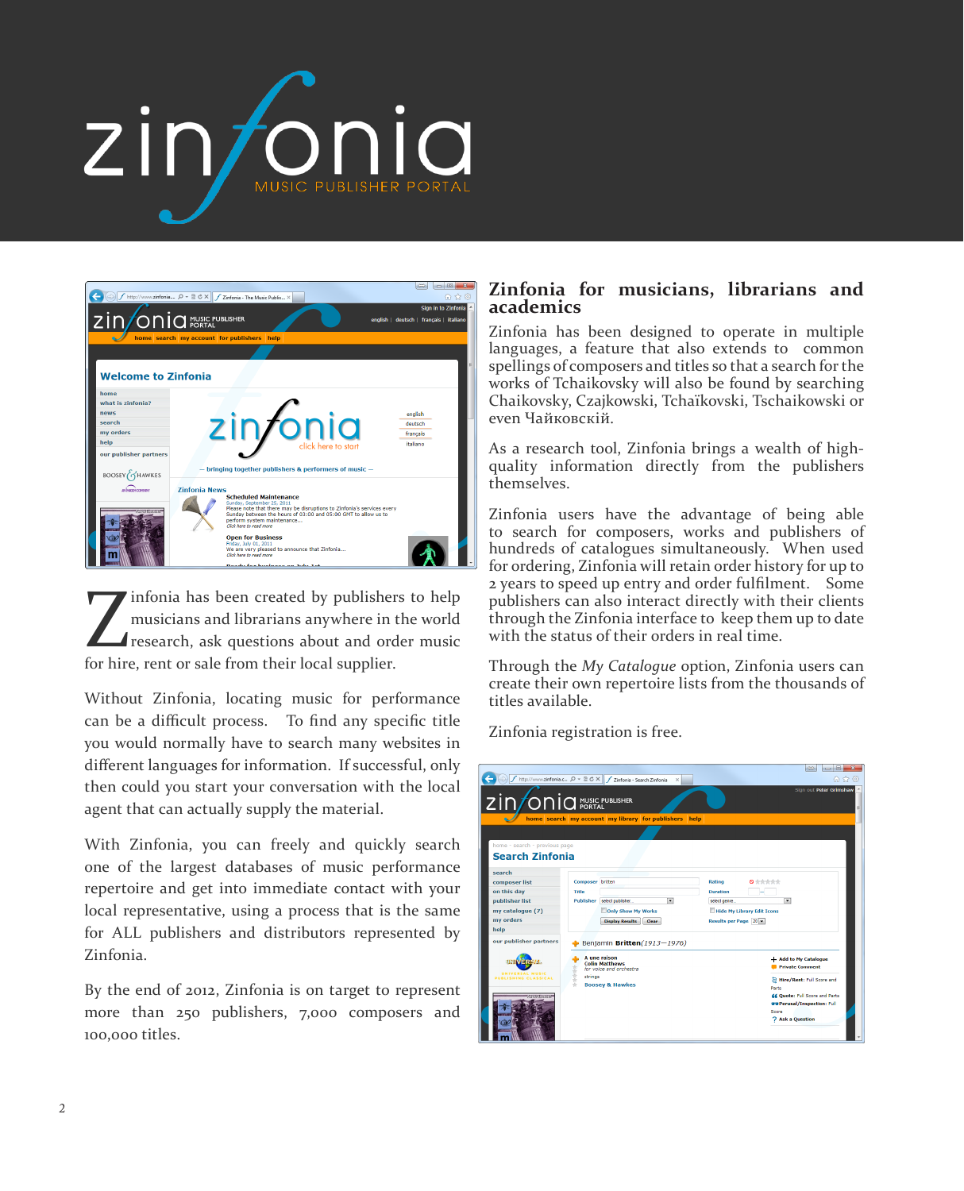# zinfonia

MUSIC PUBLISHER PORTAL

Zinfonia has been created by publishers to help musicians and librarians anywhere in the world research, ask questions about and order music for hire, rent or sale from their local supplier.

Without Zinfonia, locating music for performance can be a difficult process. To find any specific title you would normally have to search many websites in different languages for information. If successful, only then could you start your conversation with the local agent that can actually supply the material.

With Zinfonia, you can freely and quickly search one of the largest databases of music performance repertoire and get into immediate contact with your local representative, using a process that is the same for ALL publishers and distributors represented by Zinfonia.

By the end of 2012, Zinfonia is on target to represent more than 250 publishers, 7,000 composers and 100,000 titles.

## Zinfonia for musicians, librarians and academics

Zinfonia has been designed to operate in multiple languages, a feature that also extends to common spellings of composers and titles so that a search for the works of Tchaikovsky will also be found by searching Chaikovsky, Czajkovski, Tchaïkovski, Tschaikowski or even Чайковский.

As a research tool, Zinfonia brings a wealth of high-quality information directly from the publishers themselves.

Zinfonia users have the advantage of being able to search for composers, works and publishers of hundreds of catalogues simultaneously. When used for ordering, Zinfonia will retain order history for up to 2 years to speed up entry and order fulfilment. Some publishers can also interact directly with their clients through the Zinfonia interface to keep them up to date with the status of their orders in real time.

Through the *My Catalogue* option, Zinfonia users can create their own repertoire lists from the thousands of titles available.

Zinfonia registration is free.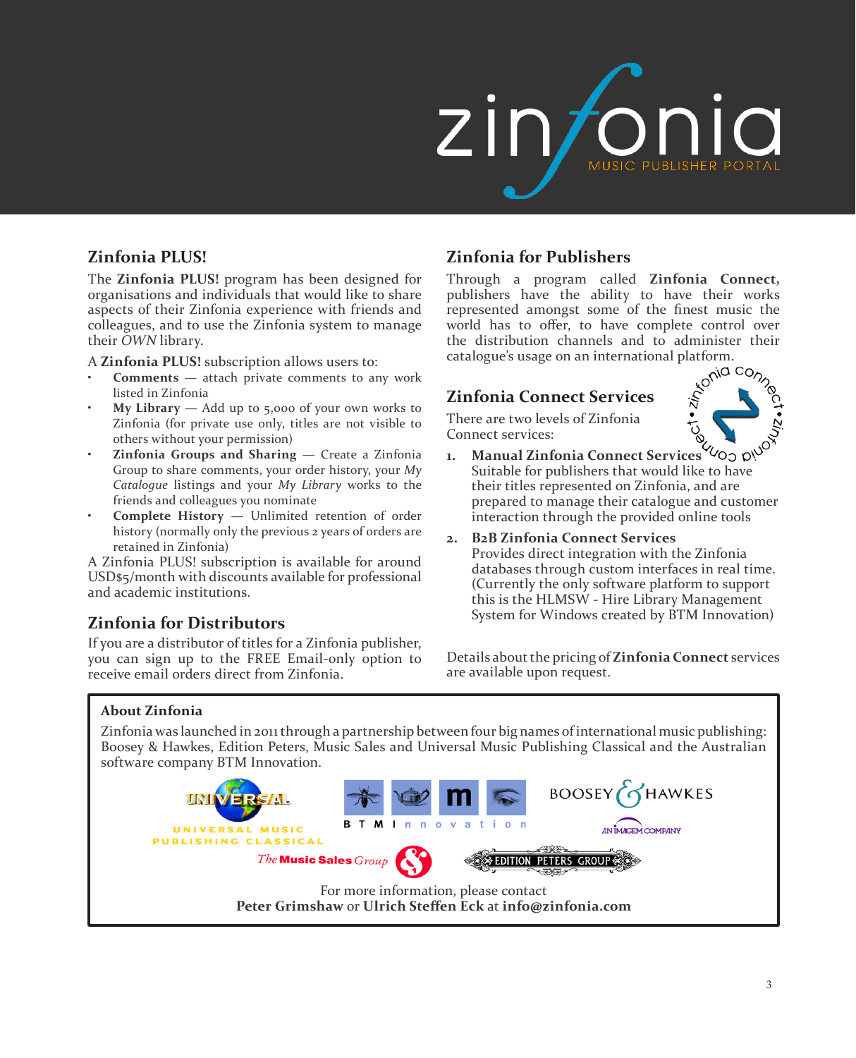zinfonia
MUSIC PUBLISHER PORTAL

## Zinfonia PLUS!

The **Zinfonia PLUS!** program has been designed for organisations and individuals that would like to share aspects of their Zinfonia experience with friends and colleagues, and to use the Zinfonia system to manage their *OWN* library.

A **Zinfonia PLUS!** subscription allows users to:

- **Comments** — attach private comments to any work listed in Zinfonia
- **My Library** — Add up to 5,000 of your own works to Zinfonia (for private use only, titles are not visible to others without your permission)
- **Zinfonia Groups and Sharing** — Create a Zinfonia Group to share comments, your order history, your *My Catalogue* listings and your *My Library* works to the friends and colleagues you nominate
- **Complete History** — Unlimited retention of order history (normally only the previous 2 years of orders are retained in Zinfonia)

A Zinfonia PLUS! subscription is available for around USD$5/month with discounts available for professional and academic institutions.

## Zinfonia for Distributors

If you are a distributor of titles for a Zinfonia publisher, you can sign up to the FREE Email-only option to receive email orders direct from Zinfonia.

## Zinfonia for Publishers

Through a program called **Zinfonia Connect**, publishers have the ability to have their works represented amongst some of the finest music the world has to offer, to have complete control over the distribution channels and to administer their catalogue's usage on an international platform.

## Zinfonia Connect Services

There are two levels of Zinfonia Connect services:

1. **Manual Zinfonia Connect Services**
   Suitable for publishers that would like to have their titles represented on Zinfonia, and are prepared to manage their catalogue and customer interaction through the provided online tools
2. **B2B Zinfonia Connect Services**
   Provides direct integration with the Zinfonia databases through custom interfaces in real time. (Currently the only software platform to support this is the HLMSW - Hire Library Management System for Windows created by BTM Innovation)

Details about the pricing of **Zinfonia Connect** services are available upon request.

### About Zinfonia

Zinfonia was launched in 2011 through a partnership between four big names of international music publishing: Boosey & Hawkes, Edition Peters, Music Sales and Universal Music Publishing Classical and the Australian software company BTM Innovation.

For more information, please contact
**Peter Grimshaw** or **Ulrich Steffen Eck** at **info@zinfonia.com**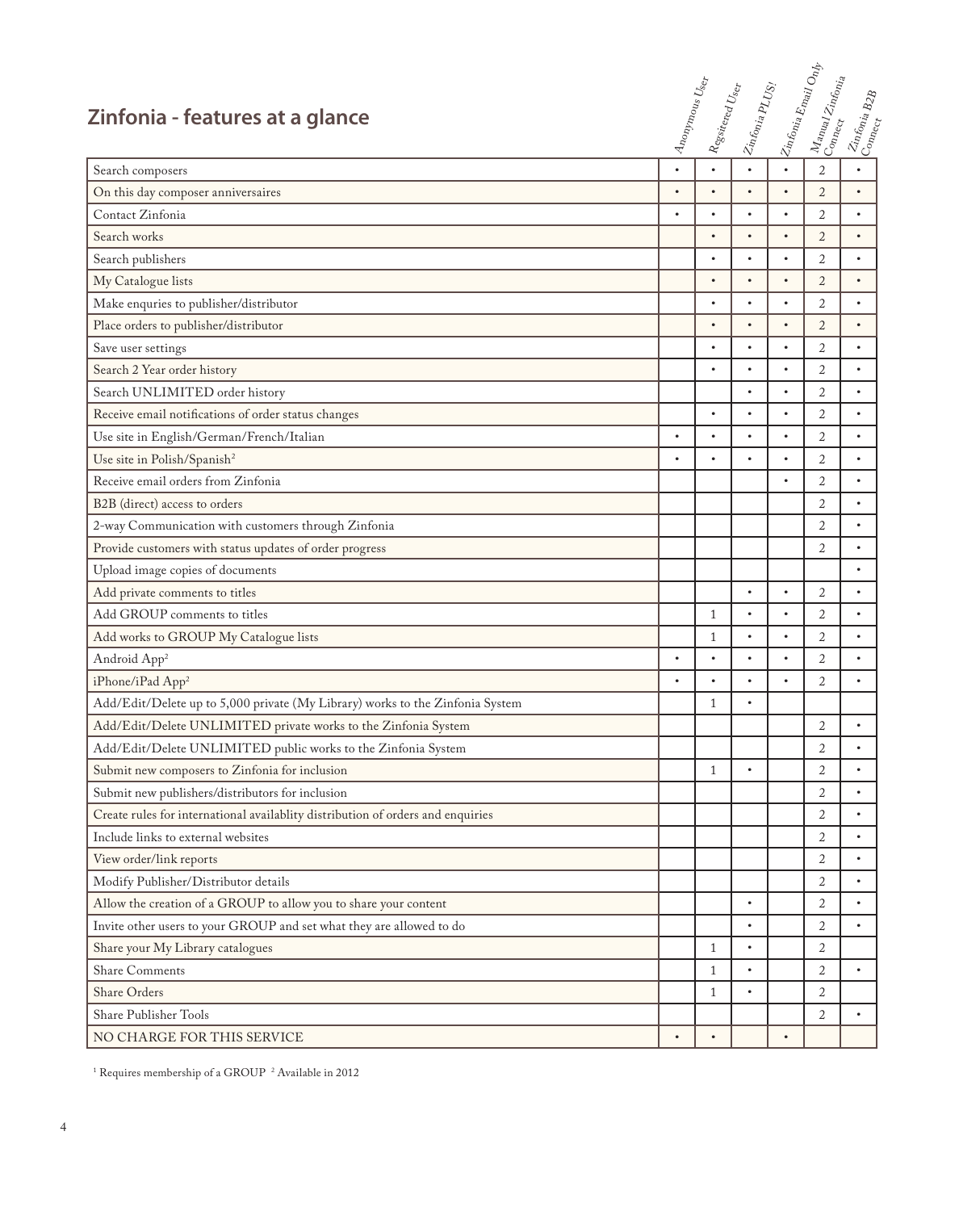## Zinfonia - features at a glance

| | Anonymous User | Regsitered User | Zinfonia PLUS! | Zinfonia Email Only | Manual Zinfonia Connect | Zinfonia B2B Connect |
|---|---|---|---|---|---|---|
| Search composers | • | • | • | • | 2 | • |
| On this day composer anniversaires | • | • | • | • | 2 | • |
| Contact Zinfonia | • | • | • | • | 2 | • |
| Search works | | • | • | • | 2 | • |
| Search publishers | | • | • | • | 2 | • |
| My Catalogue lists | | • | • | • | 2 | • |
| Make enquries to publisher/distributor | | • | • | • | 2 | • |
| Place orders to publisher/distributor | | • | • | • | 2 | • |
| Save user settings | | • | • | • | 2 | • |
| Search 2 Year order history | | • | • | • | 2 | • |
| Search UNLIMITED order history | | | • | • | 2 | • |
| Receive email notifications of order status changes | | • | • | • | 2 | • |
| Use site in English/German/French/Italian | • | • | • | • | 2 | • |
| Use site in Polish/Spanish[2] | • | • | • | • | 2 | • |
| Receive email orders from Zinfonia | | | | • | 2 | • |
| B2B (direct) access to orders | | | | | 2 | • |
| 2-way Communication with customers through Zinfonia | | | | | 2 | • |
| Provide customers with status updates of order progress | | | | | 2 | • |
| Upload image copies of documents | | | | | | • |
| Add private comments to titles | | | • | • | 2 | • |
| Add GROUP comments to titles | | 1 | • | • | 2 | • |
| Add works to GROUP My Catalogue lists | | 1 | • | • | 2 | • |
| Android App[2] | • | • | • | • | 2 | • |
| iPhone/iPad App[2] | • | • | • | • | 2 | • |
| Add/Edit/Delete up to 5,000 private (My Library) works to the Zinfonia System | | 1 | • | | | |
| Add/Edit/Delete UNLIMITED private works to the Zinfonia System | | | | | 2 | • |
| Add/Edit/Delete UNLIMITED public works to the Zinfonia System | | | | | 2 | • |
| Submit new composers to Zinfonia for inclusion | | 1 | • | | 2 | • |
| Submit new publishers/distributors for inclusion | | | | | 2 | • |
| Create rules for international availablity distribution of orders and enquiries | | | | | 2 | • |
| Include links to external websites | | | | | 2 | • |
| View order/link reports | | | | | 2 | • |
| Modify Publisher/Distributor details | | | | | 2 | • |
| Allow the creation of a GROUP to allow you to share your content | | | • | | 2 | • |
| Invite other users to your GROUP and set what they are allowed to do | | | • | | 2 | • |
| Share your My Library catalogues | | 1 | • | | 2 | |
| Share Comments | | 1 | • | | 2 | • |
| Share Orders | | 1 | • | | 2 | |
| Share Publisher Tools | | | | | 2 | • |
| NO CHARGE FOR THIS SERVICE | • | • | | • | | |

[1] Requires membership of a GROUP [2] Available in 2012